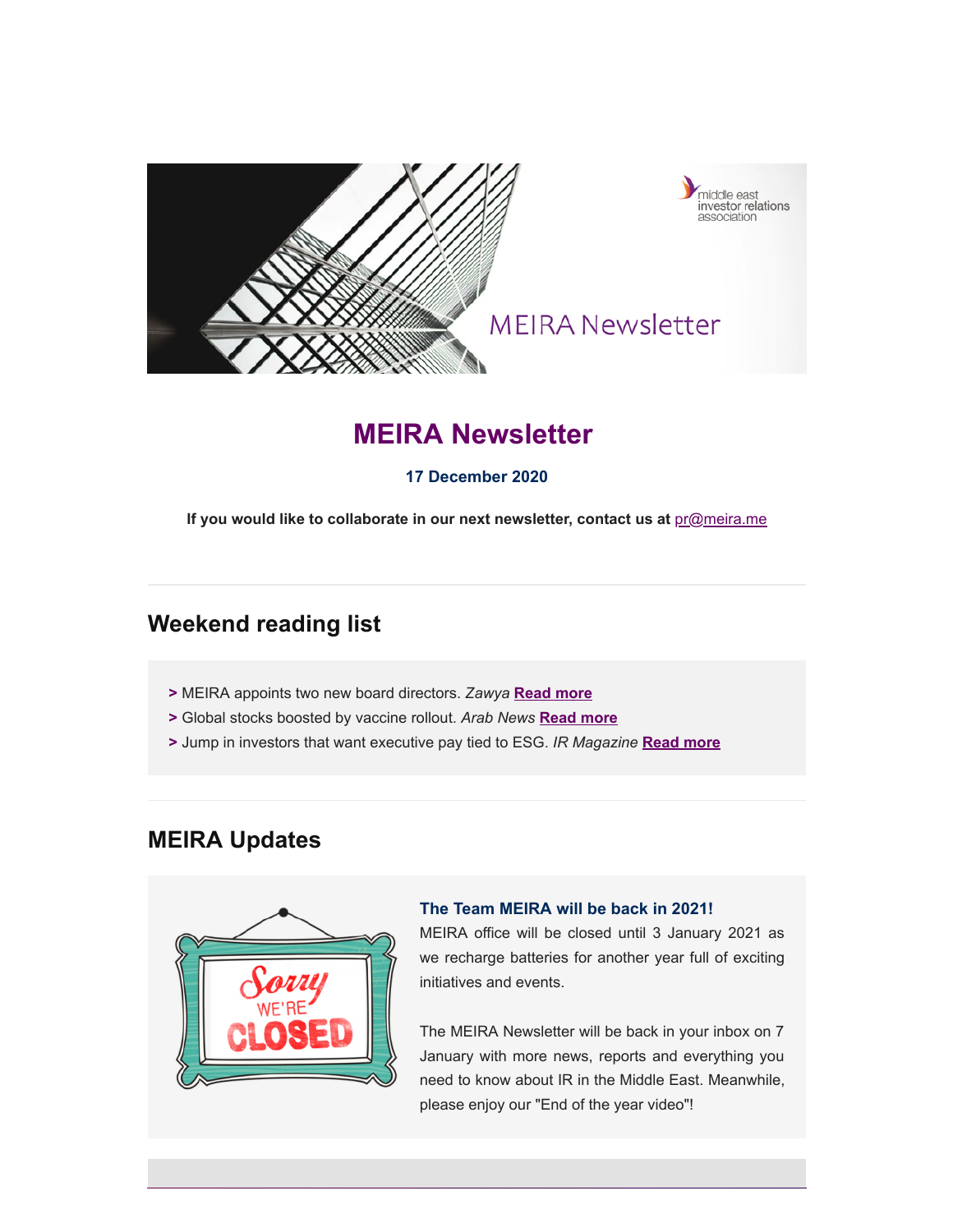# MEIRA Newsletter

**17 December 2020**

**If you would like to collaborate in our next newsletter, contact us at** pr@meira.me

---

## Weekend reading list

- **>** MEIRA appoints two new board directors. *Zawya* **Read more**
- **>** Global stocks boosted by vaccine rollout. *Arab News* **Read more**
- **>** Jump in investors that want executive pay tied to ESG. *IR Magazine* **Read more**

---

## MEIRA Updates

**The Team MEIRA will be back in 2021!**

MEIRA office will be closed until 3 January 2021 as we recharge batteries for another year full of exciting initiatives and events.

The MEIRA Newsletter will be back in your inbox on 7 January with more news, reports and everything you need to know about IR in the Middle East. Meanwhile, please enjoy our "End of the year video"!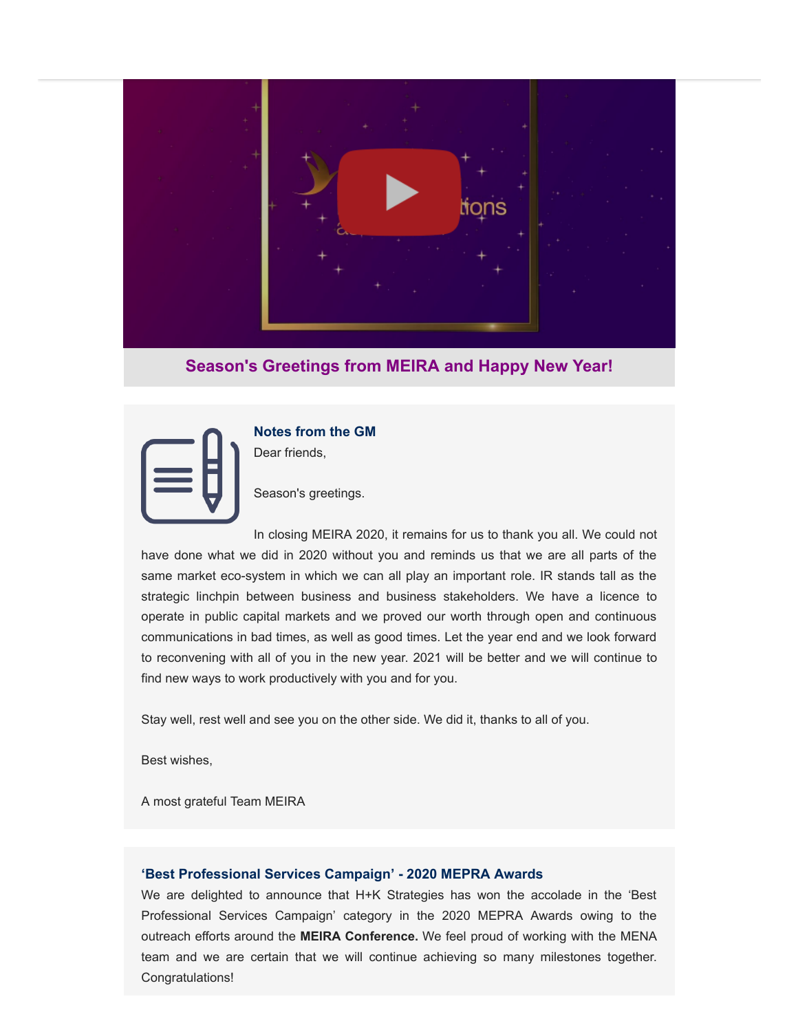## Season's Greetings from MEIRA and Happy New Year!

### Notes from the GM

Dear friends,

Season's greetings.

In closing MEIRA 2020, it remains for us to thank you all. We could not have done what we did in 2020 without you and reminds us that we are all parts of the same market eco-system in which we can all play an important role. IR stands tall as the strategic linchpin between business and business stakeholders. We have a licence to operate in public capital markets and we proved our worth through open and continuous communications in bad times, as well as good times. Let the year end and we look forward to reconvening with all of you in the new year. 2021 will be better and we will continue to find new ways to work productively with you and for you.

Stay well, rest well and see you on the other side. We did it, thanks to all of you.

Best wishes,

A most grateful Team MEIRA

### ‘Best Professional Services Campaign’ - 2020 MEPRA Awards

We are delighted to announce that H+K Strategies has won the accolade in the ‘Best Professional Services Campaign’ category in the 2020 MEPRA Awards owing to the outreach efforts around the **MEIRA Conference.** We feel proud of working with the MENA team and we are certain that we will continue achieving so many milestones together. Congratulations!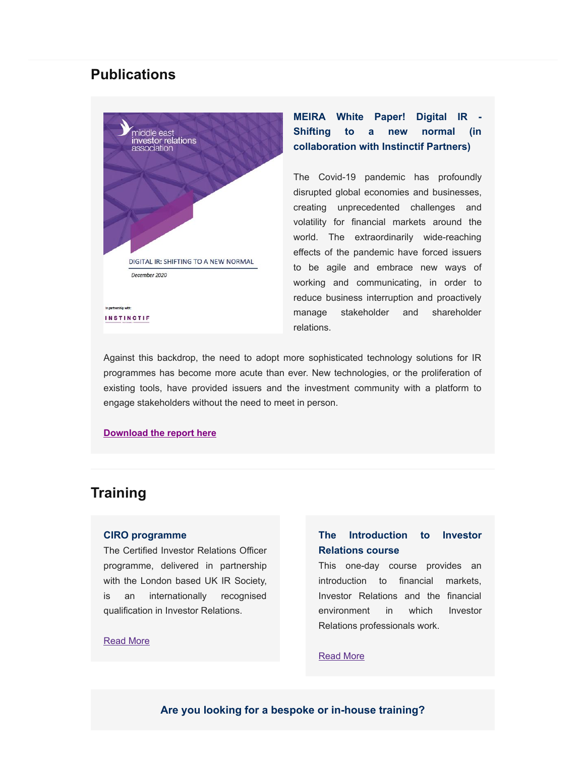## Publications

### MEIRA White Paper! Digital IR - Shifting to a new normal (in collaboration with Instinctif Partners)

The Covid-19 pandemic has profoundly disrupted global economies and businesses, creating unprecedented challenges and volatility for financial markets around the world. The extraordinarily wide-reaching effects of the pandemic have forced issuers to be agile and embrace new ways of working and communicating, in order to reduce business interruption and proactively manage stakeholder and shareholder relations.

Against this backdrop, the need to adopt more sophisticated technology solutions for IR programmes has become more acute than ever. New technologies, or the proliferation of existing tools, have provided issuers and the investment community with a platform to engage stakeholders without the need to meet in person.

**Download the report here**

## Training

### CIRO programme

The Certified Investor Relations Officer programme, delivered in partnership with the London based UK IR Society, is an internationally recognised qualification in Investor Relations.

Read More

### The Introduction to Investor Relations course

This one-day course provides an introduction to financial markets, Investor Relations and the financial environment in which Investor Relations professionals work.

Read More

**Are you looking for a bespoke or in-house training?**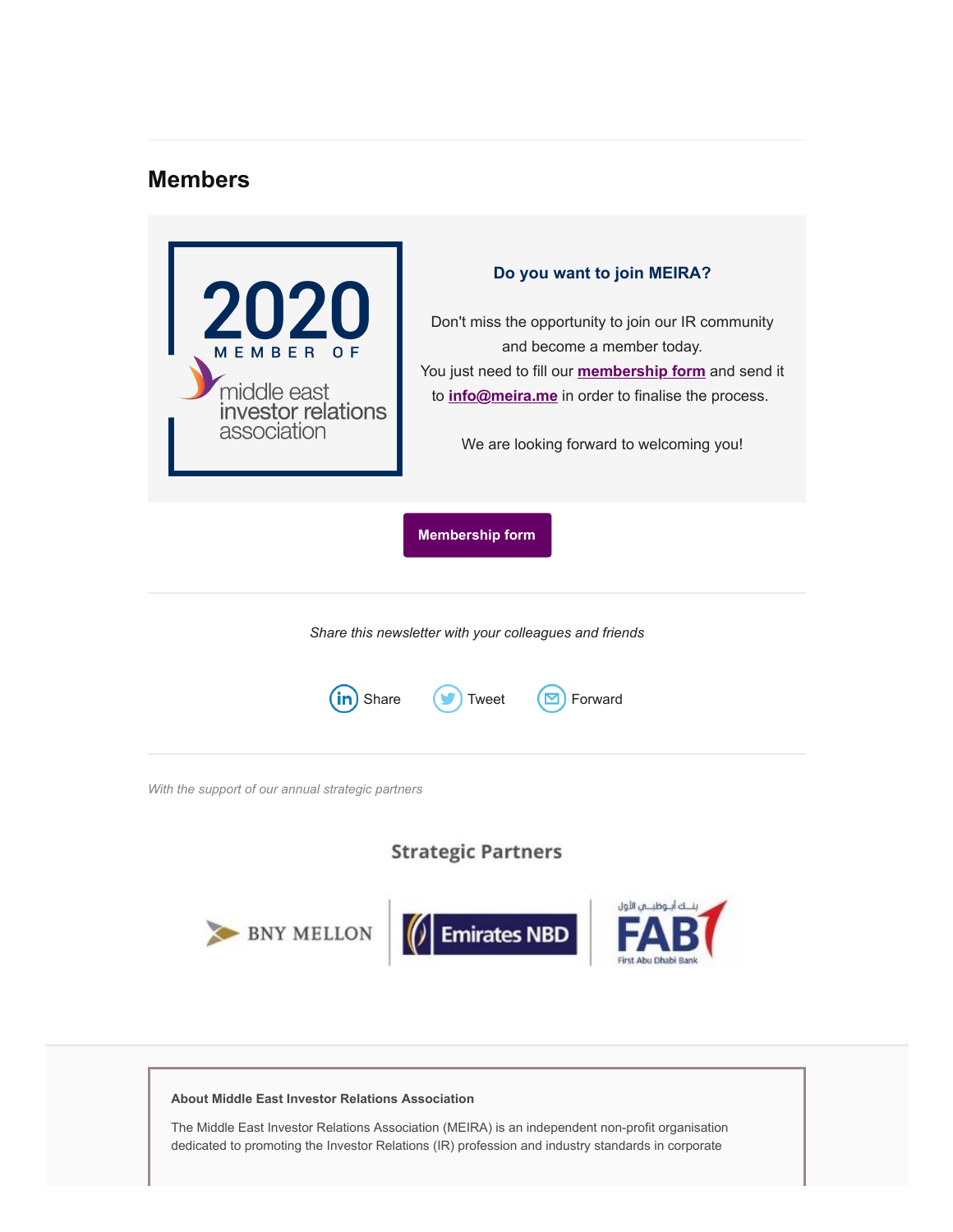## Members

2020 MEMBER OF middle east investor relations association

### Do you want to join MEIRA?

Don't miss the opportunity to join our IR community and become a member today.
You just need to fill our **membership form** and send it to **info@meira.me** in order to finalise the process.

We are looking forward to welcoming you!

**Membership form**

*Share this newsletter with your colleagues and friends*

Share   Tweet   Forward

*With the support of our annual strategic partners*

**Strategic Partners**

BNY MELLON | Emirates NBD | FAB First Abu Dhabi Bank بنك أبوظبي الأول

**About Middle East Investor Relations Association**

The Middle East Investor Relations Association (MEIRA) is an independent non-profit organisation dedicated to promoting the Investor Relations (IR) profession and industry standards in corporate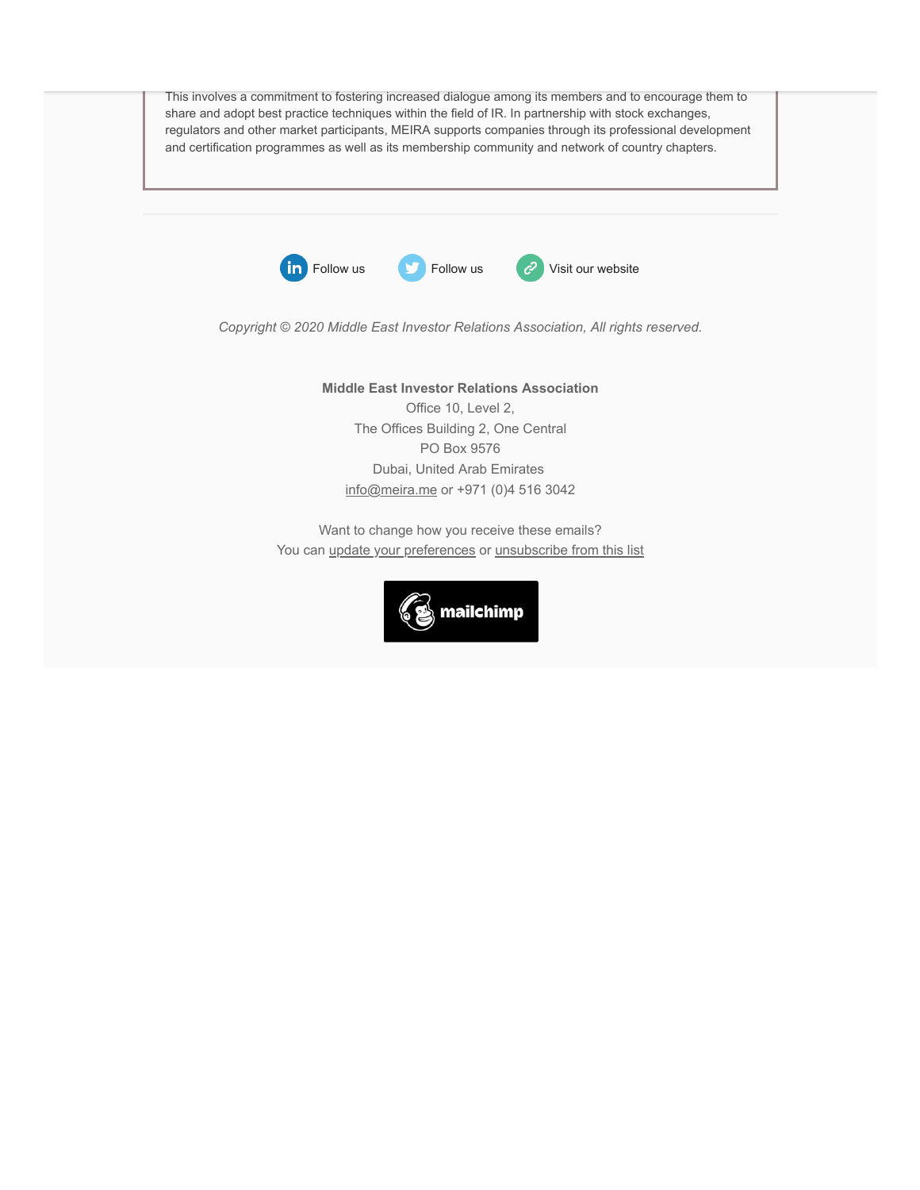This involves a commitment to fostering increased dialogue among its members and to encourage them to share and adopt best practice techniques within the field of IR. In partnership with stock exchanges, regulators and other market participants, MEIRA supports companies through its professional development and certification programmes as well as its membership community and network of country chapters.

---

Follow us   Follow us   Visit our website

*Copyright © 2020 Middle East Investor Relations Association, All rights reserved.*

**Middle East Investor Relations Association**
Office 10, Level 2,
The Offices Building 2, One Central
PO Box 9576
Dubai, United Arab Emirates
info@meira.me or +971 (0)4 516 3042

Want to change how you receive these emails?
You can update your preferences or unsubscribe from this list

mailchimp